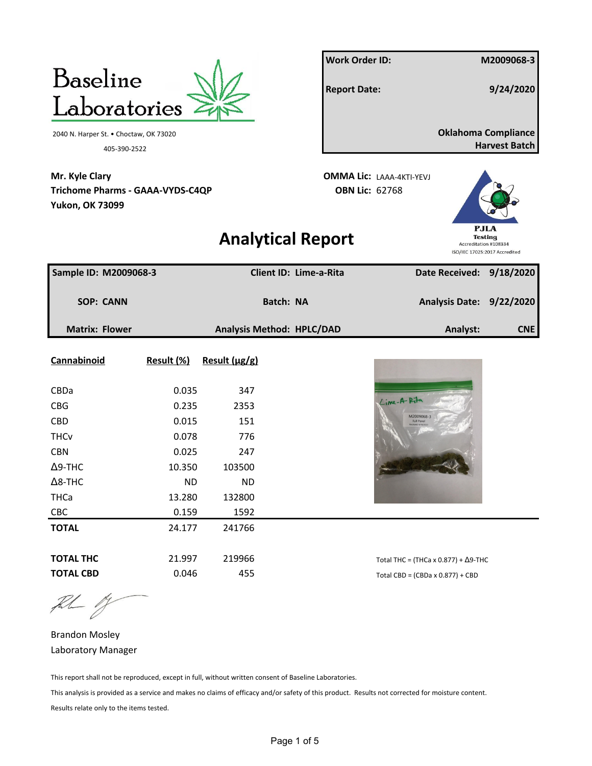# Baseline Laboratories

2040 N. Harper St. • Choctaw, OK 73020

405-390-2522

| | |
|---|---|
| **Work Order ID:** | **M2009068-3** |
| **Report Date:** | **9/24/2020** |
| | **Oklahoma Compliance Harvest Batch** |

**Mr. Kyle Clary**
**Trichome Pharms - GAAA-VYDS-C4QP**
**Yukon, OK 73099**

**OMMA Lic:** LAAA-4KTI-YEVJ
**OBN Lic:** 62768

PJLA Testing
Accreditation #108334
ISO/IEC 17025:2017 Accredited

## Analytical Report

| | | |
|---|---|---|
| **Sample ID: M2009068-3** | **Client ID: Lime-a-Rita** | **Date Received: 9/18/2020** |
| **SOP: CANN** | **Batch: NA** | **Analysis Date: 9/22/2020** |
| **Matrix: Flower** | **Analysis Method: HPLC/DAD** | **Analyst: CNE** |

| Cannabinoid | Result (%) | Result (μg/g) |
|---|---|---|
| CBDa | 0.035 | 347 |
| CBG | 0.235 | 2353 |
| CBD | 0.015 | 151 |
| THCv | 0.078 | 776 |
| CBN | 0.025 | 247 |
| Δ9-THC | 10.350 | 103500 |
| Δ8-THC | ND | ND |
| THCa | 13.280 | 132800 |
| CBC | 0.159 | 1592 |
| **TOTAL** | 24.177 | 241766 |
| **TOTAL THC** | 21.997 | 219966 |
| **TOTAL CBD** | 0.046 | 455 |

Total THC = (THCa x 0.877) + Δ9-THC

Total CBD = (CBDa x 0.877) + CBD

Brandon Mosley
Laboratory Manager

This report shall not be reproduced, except in full, without written consent of Baseline Laboratories.

This analysis is provided as a service and makes no claims of efficacy and/or safety of this product. Results not corrected for moisture content.

Results relate only to the items tested.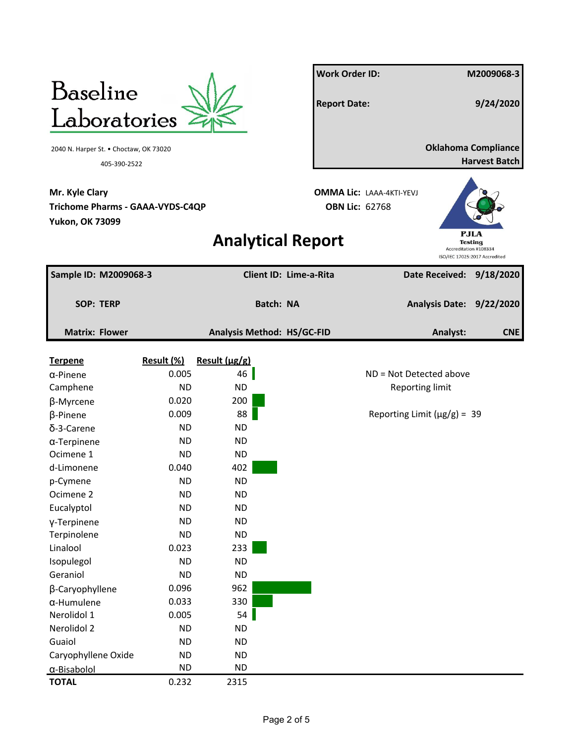**Baseline Laboratories**

2040 N. Harper St. • Choctaw, OK 73020

405-390-2522

| | |
|---|---|
| **Work Order ID:** | **M2009068-3** |
| **Report Date:** | **9/24/2020** |
| | **Oklahoma Compliance Harvest Batch** |

**Mr. Kyle Clary**
**Trichome Pharms - GAAA-VYDS-C4QP**
**Yukon, OK 73099**

**OMMA Lic:** LAAA-4KTI-YEVJ
**OBN Lic:** 62768

PJLA Testing
Accreditation #108334
ISO/IEC 17025:2017 Accredited

# Analytical Report

| | | |
|---|---|---|
| **Sample ID: M2009068-3** | **Client ID: Lime-a-Rita** | **Date Received: 9/18/2020** |
| **SOP: TERP** | **Batch: NA** | **Analysis Date: 9/22/2020** |
| **Matrix: Flower** | **Analysis Method: HS/GC-FID** | **Analyst: CNE** |

| Terpene | Result (%) | Result (µg/g) |
|---|---|---|
| α-Pinene | 0.005 | 46 |
| Camphene | ND | ND |
| β-Myrcene | 0.020 | 200 |
| β-Pinene | 0.009 | 88 |
| δ-3-Carene | ND | ND |
| α-Terpinene | ND | ND |
| Ocimene 1 | ND | ND |
| d-Limonene | 0.040 | 402 |
| p-Cymene | ND | ND |
| Ocimene 2 | ND | ND |
| Eucalyptol | ND | ND |
| γ-Terpinene | ND | ND |
| Terpinolene | ND | ND |
| Linalool | 0.023 | 233 |
| Isopulegol | ND | ND |
| Geraniol | ND | ND |
| β-Caryophyllene | 0.096 | 962 |
| α-Humulene | 0.033 | 330 |
| Nerolidol 1 | 0.005 | 54 |
| Nerolidol 2 | ND | ND |
| Guaiol | ND | ND |
| Caryophyllene Oxide | ND | ND |
| α-Bisabolol | ND | ND |
| **TOTAL** | 0.232 | 2315 |

ND = Not Detected above Reporting limit

Reporting Limit (µg/g) = 39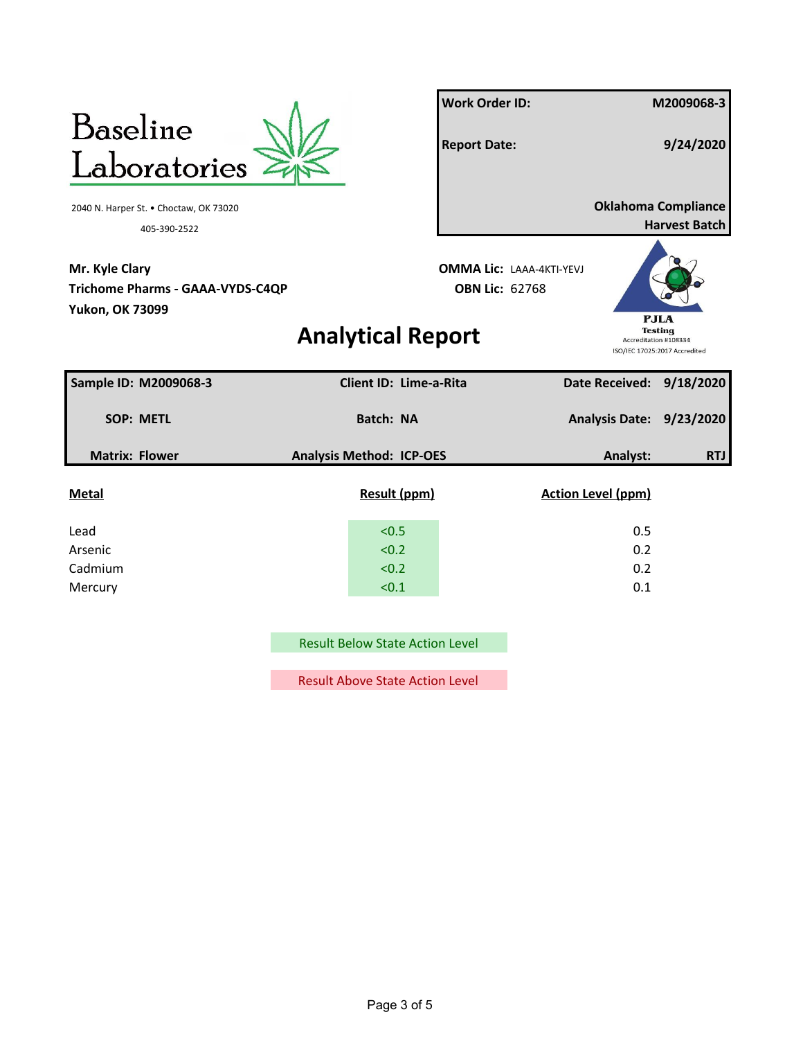Baseline Laboratories

2040 N. Harper St. • Choctaw, OK 73020

405-390-2522

| | |
|---|---|
| **Work Order ID:** | **M2009068-3** |
| **Report Date:** | **9/24/2020** |
| | **Oklahoma Compliance Harvest Batch** |

**Mr. Kyle Clary**
**Trichome Pharms - GAAA-VYDS-C4QP**
**Yukon, OK 73099**

**OMMA Lic:** LAAA-4KTI-YEVJ
**OBN Lic:** 62768

PJLA Testing
Accreditation #108334
ISO/IEC 17025:2017 Accredited

# Analytical Report

| | | |
|---|---|---|
| **Sample ID: M2009068-3** | **Client ID: Lime-a-Rita** | **Date Received: 9/18/2020** |
| **SOP: METL** | **Batch: NA** | **Analysis Date: 9/23/2020** |
| **Matrix: Flower** | **Analysis Method: ICP-OES** | **Analyst: RTJ** |

| Metal | Result (ppm) | Action Level (ppm) |
|---|---|---|
| Lead | <0.5 | 0.5 |
| Arsenic | <0.2 | 0.2 |
| Cadmium | <0.2 | 0.2 |
| Mercury | <0.1 | 0.1 |

Result Below State Action Level

Result Above State Action Level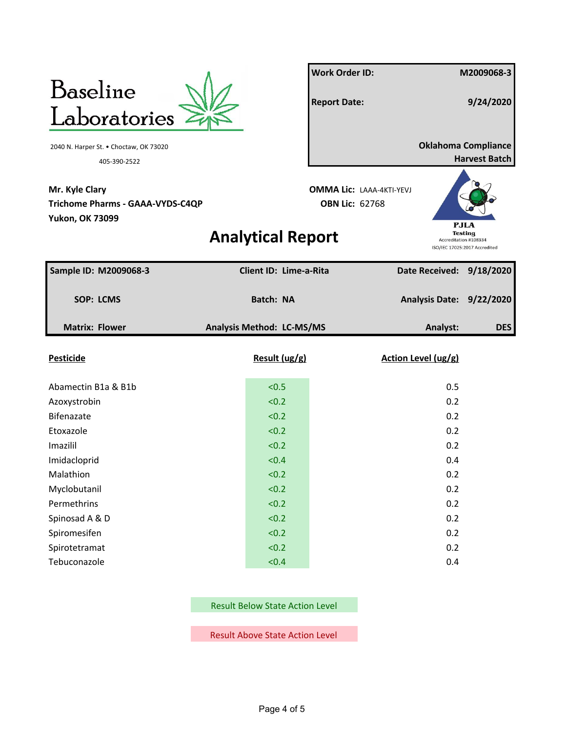# Baseline Laboratories

2040 N. Harper St. • Choctaw, OK 73020

405-390-2522

| Work Order ID: | M2009068-3 |
|---|---|
| Report Date: | 9/24/2020 |
| | Oklahoma Compliance Harvest Batch |

**Mr. Kyle Clary**
**Trichome Pharms - GAAA-VYDS-C4QP**
**Yukon, OK 73099**

**OMMA Lic:** LAAA-4KTI-YEVJ
**OBN Lic:** 62768

PJLA Testing
Accreditation #108334
ISO/IEC 17025:2017 Accredited

# Analytical Report

| Sample ID: M2009068-3 | Client ID: Lime-a-Rita | Date Received: 9/18/2020 |
|---|---|---|
| SOP: LCMS | Batch: NA | Analysis Date: 9/22/2020 |
| Matrix: Flower | Analysis Method: LC-MS/MS | Analyst: DES |

| Pesticide | Result (ug/g) | Action Level (ug/g) |
|---|---|---|
| Abamectin B1a & B1b | <0.5 | 0.5 |
| Azoxystrobin | <0.2 | 0.2 |
| Bifenazate | <0.2 | 0.2 |
| Etoxazole | <0.2 | 0.2 |
| Imazilil | <0.2 | 0.2 |
| Imidacloprid | <0.4 | 0.4 |
| Malathion | <0.2 | 0.2 |
| Myclobutanil | <0.2 | 0.2 |
| Permethrins | <0.2 | 0.2 |
| Spinosad A & D | <0.2 | 0.2 |
| Spiromesifen | <0.2 | 0.2 |
| Spirotetramat | <0.2 | 0.2 |
| Tebuconazole | <0.4 | 0.4 |

Result Below State Action Level

Result Above State Action Level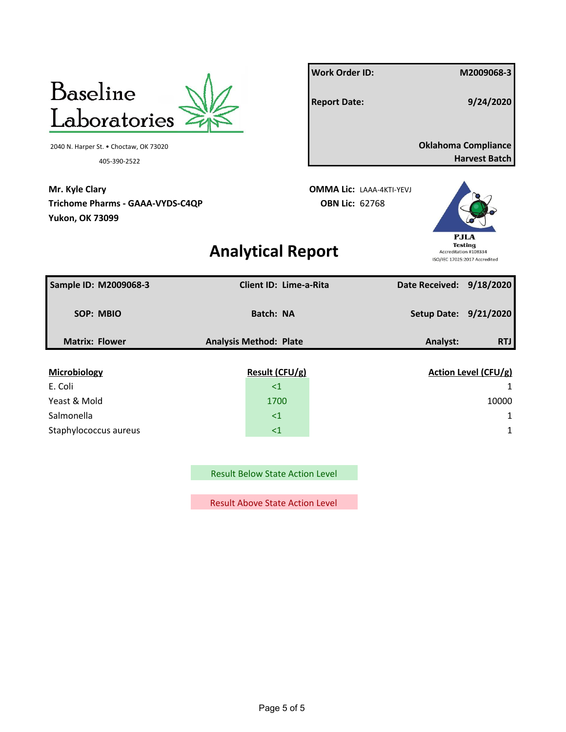Baseline Laboratories

2040 N. Harper St. • Choctaw, OK 73020

405-390-2522

| | |
|---|---|
| **Work Order ID:** | **M2009068-3** |
| **Report Date:** | **9/24/2020** |
| | **Oklahoma Compliance Harvest Batch** |

**Mr. Kyle Clary**
**Trichome Pharms - GAAA-VYDS-C4QP**
**Yukon, OK 73099**

**OMMA Lic:** LAAA-4KTI-YEVJ
**OBN Lic:** 62768

PJLA Testing
Accreditation #108334
ISO/IEC 17025:2017 Accredited

# Analytical Report

| | | |
|---|---|---|
| **Sample ID: M2009068-3** | **Client ID: Lime-a-Rita** | **Date Received: 9/18/2020** |
| **SOP: MBIO** | **Batch: NA** | **Setup Date: 9/21/2020** |
| **Matrix: Flower** | **Analysis Method: Plate** | **Analyst: RTJ** |

| Microbiology | Result (CFU/g) | Action Level (CFU/g) |
|---|---|---|
| E. Coli | <1 | 1 |
| Yeast & Mold | 1700 | 10000 |
| Salmonella | <1 | 1 |
| Staphylococcus aureus | <1 | 1 |

Result Below State Action Level

Result Above State Action Level